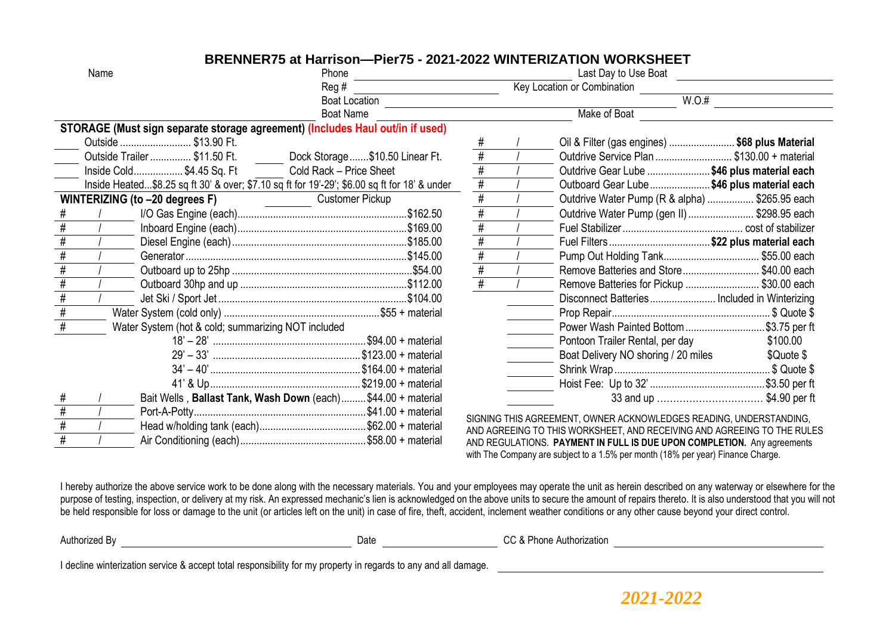# BRENNER75 at Harrison—Pier75 - 2021-2022 WINTERIZATION WORKSHEET

Name ________ Phone ________ Last Day to Use Boat ________

Reg # ________ Key Location or Combination ________

Boat Location ________ W.O.# ________

Boat Name ________ Make of Boat ________

**STORAGE (Must sign separate storage agreement) (Includes Haul out/in if used)**

____ Outside .......................... $13.90 Ft.

____ Outside Trailer ............... $11.50 Ft. ____ Dock Storage.......$10.50 Linear Ft.

____ Inside Cold.................. $4.45 Sq. Ft ____ Cold Rack – Price Sheet

____ Inside Heated...$8.25 sq ft 30' & over; $7.10 sq ft for 19'-29'; $6.00 sq ft for 18' & under

**WINTERIZING (to –20 degrees F)** ________ Customer Pickup

| # / | Service | Price |
|---|---|---|
| # / | I/O Gas Engine (each) | $162.50 |
| # / | Inboard Engine (each) | $169.00 |
| # / | Diesel Engine (each) | $185.00 |
| # / | Generator | $145.00 |
| # / | Outboard up to 25hp | $54.00 |
| # / | Outboard 30hp and up | $112.00 |
| # / | Jet Ski / Sport Jet | $104.00 |
| # | Water System (cold only) | $55 + material |
| # | Water System (hot & cold; summarizing NOT included | |
| | 18' – 28' | $94.00 + material |
| | 29' – 33' | $123.00 + material |
| | 34' – 40' | $164.00 + material |
| | 41' & Up | $219.00 + material |
| # / | Bait Wells , **Ballast Tank, Wash Down** (each) | $44.00 + material |
| # / | Port-A-Potty | $41.00 + material |
| # / | Head w/holding tank (each) | $62.00 + material |
| # / | Air Conditioning (each) | $58.00 + material |

| # / | Service | Price |
|---|---|---|
| # / | Oil & Filter (gas engines) | **$68 plus Material** |
| # / | Outdrive Service Plan | $130.00 + material |
| # / | Outdrive Gear Lube | **$46 plus material each** |
| # / | Outboard Gear Lube | **$46 plus material each** |
| # / | Outdrive Water Pump (R & alpha) | $265.95 each |
| # / | Outdrive Water Pump (gen II) | $298.95 each |
| # / | Fuel Stabilizer | cost of stabilizer |
| # / | Fuel Filters | **$22 plus material each** |
| # / | Pump Out Holding Tank | $55.00 each |
| # / | Remove Batteries and Store | $40.00 each |
| # / | Remove Batteries for Pickup | $30.00 each |
| | Disconnect Batteries | Included in Winterizing |
| ____ | Prop Repair | $ Quote $ |
| ____ | Power Wash Painted Bottom | $3.75 per ft |
| ____ | Pontoon Trailer Rental, per day | $100.00 |
| ____ | Boat Delivery NO shoring / 20 miles | $Quote $ |
| ____ | Shrink Wrap | $ Quote $ |
| ____ | Hoist Fee: Up to 32' | $3.50 per ft |
| ____ | 33 and up | $4.90 per ft |

SIGNING THIS AGREEMENT, OWNER ACKNOWLEDGES READING, UNDERSTANDING, AND AGREEING TO THIS WORKSHEET, AND RECEIVING AND AGREEING TO THE RULES AND REGULATIONS. **PAYMENT IN FULL IS DUE UPON COMPLETION.** Any agreements with The Company are subject to a 1.5% per month (18% per year) Finance Charge.

I hereby authorize the above service work to be done along with the necessary materials. You and your employees may operate the unit as herein described on any waterway or elsewhere for the purpose of testing, inspection, or delivery at my risk. An expressed mechanic's lien is acknowledged on the above units to secure the amount of repairs thereto. It is also understood that you will not be held responsible for loss or damage to the unit (or articles left on the unit) in case of fire, theft, accident, inclement weather conditions or any other cause beyond your direct control.

Authorized By ________ Date ________ CC & Phone Authorization ________

I decline winterization service & accept total responsibility for my property in regards to any and all damage. ________

*2021-2022*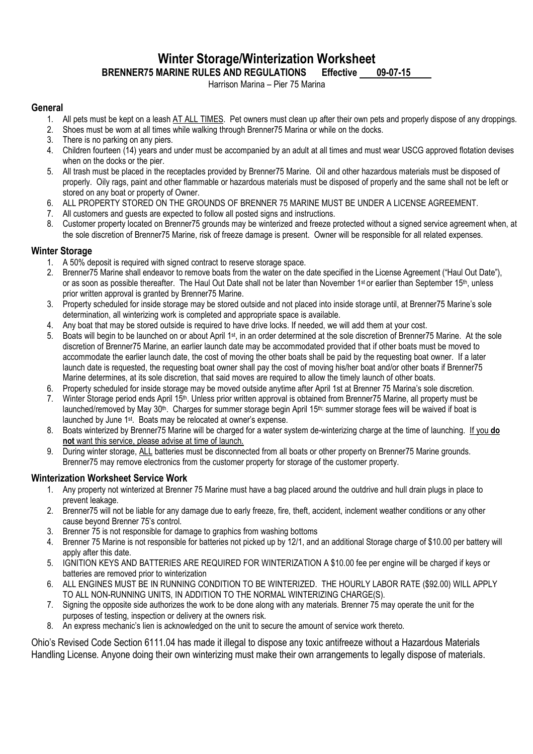# Winter Storage/Winterization Worksheet

**BRENNER75 MARINE RULES AND REGULATIONS Effective 09-07-15**

Harrison Marina – Pier 75 Marina

## General

1. All pets must be kept on a leash AT ALL TIMES. Pet owners must clean up after their own pets and properly dispose of any droppings.
2. Shoes must be worn at all times while walking through Brenner75 Marina or while on the docks.
3. There is no parking on any piers.
4. Children fourteen (14) years and under must be accompanied by an adult at all times and must wear USCG approved flotation devises when on the docks or the pier.
5. All trash must be placed in the receptacles provided by Brenner75 Marine. Oil and other hazardous materials must be disposed of properly. Oily rags, paint and other flammable or hazardous materials must be disposed of properly and the same shall not be left or stored on any boat or property of Owner.
6. ALL PROPERTY STORED ON THE GROUNDS OF BRENNER 75 MARINE MUST BE UNDER A LICENSE AGREEMENT.
7. All customers and guests are expected to follow all posted signs and instructions.
8. Customer property located on Brenner75 grounds may be winterized and freeze protected without a signed service agreement when, at the sole discretion of Brenner75 Marine, risk of freeze damage is present. Owner will be responsible for all related expenses.

## Winter Storage

1. A 50% deposit is required with signed contract to reserve storage space.
2. Brenner75 Marine shall endeavor to remove boats from the water on the date specified in the License Agreement ("Haul Out Date"), or as soon as possible thereafter. The Haul Out Date shall not be later than November 1st or earlier than September 15th, unless prior written approval is granted by Brenner75 Marine.
3. Property scheduled for inside storage may be stored outside and not placed into inside storage until, at Brenner75 Marine's sole determination, all winterizing work is completed and appropriate space is available.
4. Any boat that may be stored outside is required to have drive locks. If needed, we will add them at your cost.
5. Boats will begin to be launched on or about April 1st, in an order determined at the sole discretion of Brenner75 Marine. At the sole discretion of Brenner75 Marine, an earlier launch date may be accommodated provided that if other boats must be moved to accommodate the earlier launch date, the cost of moving the other boats shall be paid by the requesting boat owner. If a later launch date is requested, the requesting boat owner shall pay the cost of moving his/her boat and/or other boats if Brenner75 Marine determines, at its sole discretion, that said moves are required to allow the timely launch of other boats.
6. Property scheduled for inside storage may be moved outside anytime after April 1st at Brenner 75 Marina's sole discretion.
7. Winter Storage period ends April 15th. Unless prior written approval is obtained from Brenner75 Marine, all property must be launched/removed by May 30th. Charges for summer storage begin April 15th; summer storage fees will be waived if boat is launched by June 1st. Boats may be relocated at owner's expense.
8. Boats winterized by Brenner75 Marine will be charged for a water system de-winterizing charge at the time of launching. If you **do not** want this service, please advise at time of launch.
9. During winter storage, ALL batteries must be disconnected from all boats or other property on Brenner75 Marine grounds. Brenner75 may remove electronics from the customer property for storage of the customer property.

## Winterization Worksheet Service Work

1. Any property not winterized at Brenner 75 Marine must have a bag placed around the outdrive and hull drain plugs in place to prevent leakage.
2. Brenner75 will not be liable for any damage due to early freeze, fire, theft, accident, inclement weather conditions or any other cause beyond Brenner 75's control.
3. Brenner 75 is not responsible for damage to graphics from washing bottoms
4. Brenner 75 Marine is not responsible for batteries not picked up by 12/1, and an additional Storage charge of $10.00 per battery will apply after this date.
5. IGNITION KEYS AND BATTERIES ARE REQUIRED FOR WINTERIZATION A $10.00 fee per engine will be charged if keys or batteries are removed prior to winterization
6. ALL ENGINES MUST BE IN RUNNING CONDITION TO BE WINTERIZED. THE HOURLY LABOR RATE ($92.00) WILL APPLY TO ALL NON-RUNNING UNITS, IN ADDITION TO THE NORMAL WINTERIZING CHARGE(S).
7. Signing the opposite side authorizes the work to be done along with any materials. Brenner 75 may operate the unit for the purposes of testing, inspection or delivery at the owners risk.
8. An express mechanic's lien is acknowledged on the unit to secure the amount of service work thereto.

Ohio's Revised Code Section 6111.04 has made it illegal to dispose any toxic antifreeze without a Hazardous Materials Handling License. Anyone doing their own winterizing must make their own arrangements to legally dispose of materials.